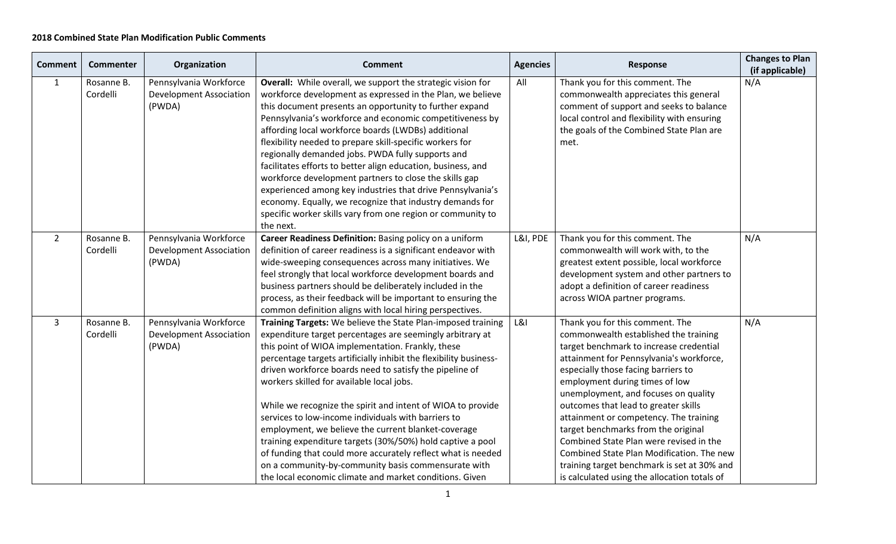**2018 Combined State Plan Modification Public Comments**

| Comment | Commenter | Organization | Comment | Agencies | Response | Changes to Plan (if applicable) |
|---|---|---|---|---|---|---|
| 1 | Rosanne B. Cordelli | Pennsylvania Workforce Development Association (PWDA) | **Overall:** While overall, we support the strategic vision for workforce development as expressed in the Plan, we believe this document presents an opportunity to further expand Pennsylvania's workforce and economic competitiveness by affording local workforce boards (LWDBs) additional flexibility needed to prepare skill-specific workers for regionally demanded jobs. PWDA fully supports and facilitates efforts to better align education, business, and workforce development partners to close the skills gap experienced among key industries that drive Pennsylvania's economy. Equally, we recognize that industry demands for specific worker skills vary from one region or community to the next. | All | Thank you for this comment. The commonwealth appreciates this general comment of support and seeks to balance local control and flexibility with ensuring the goals of the Combined State Plan are met. | N/A |
| 2 | Rosanne B. Cordelli | Pennsylvania Workforce Development Association (PWDA) | **Career Readiness Definition:** Basing policy on a uniform definition of career readiness is a significant endeavor with wide-sweeping consequences across many initiatives. We feel strongly that local workforce development boards and business partners should be deliberately included in the process, as their feedback will be important to ensuring the common definition aligns with local hiring perspectives. | L&I, PDE | Thank you for this comment. The commonwealth will work with, to the greatest extent possible, local workforce development system and other partners to adopt a definition of career readiness across WIOA partner programs. | N/A |
| 3 | Rosanne B. Cordelli | Pennsylvania Workforce Development Association (PWDA) | **Training Targets:** We believe the State Plan-imposed training expenditure target percentages are seemingly arbitrary at this point of WIOA implementation. Frankly, these percentage targets artificially inhibit the flexibility business-driven workforce boards need to satisfy the pipeline of workers skilled for available local jobs.<br><br>While we recognize the spirit and intent of WIOA to provide services to low-income individuals with barriers to employment, we believe the current blanket-coverage training expenditure targets (30%/50%) hold captive a pool of funding that could more accurately reflect what is needed on a community-by-community basis commensurate with the local economic climate and market conditions. Given | L&I | Thank you for this comment. The commonwealth established the training target benchmark to increase credential attainment for Pennsylvania's workforce, especially those facing barriers to employment during times of low unemployment, and focuses on quality outcomes that lead to greater skills attainment or competency. The training target benchmarks from the original Combined State Plan were revised in the Combined State Plan Modification. The new training target benchmark is set at 30% and is calculated using the allocation totals of | N/A |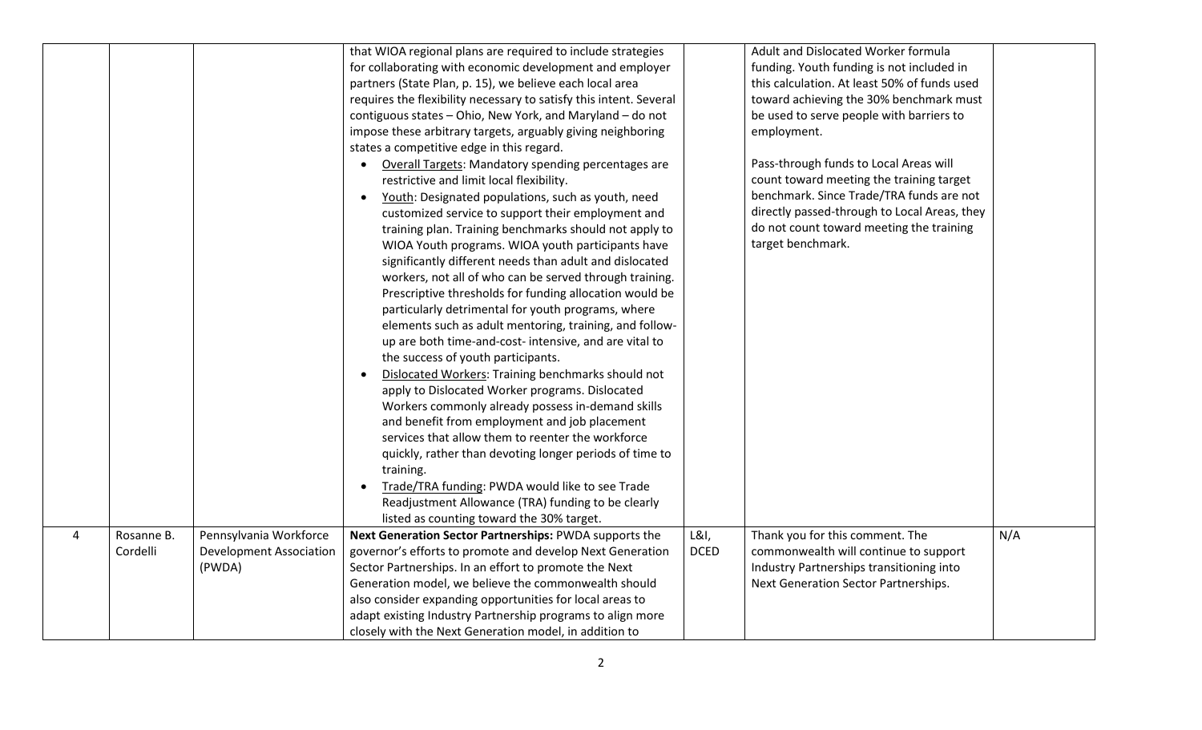| | | | that WIOA regional plans are required to include strategies for collaborating with economic development and employer partners (State Plan, p. 15), we believe each local area requires the flexibility necessary to satisfy this intent. Several contiguous states – Ohio, New York, and Maryland – do not impose these arbitrary targets, arguably giving neighboring states a competitive edge in this regard.<br>• Overall Targets: Mandatory spending percentages are restrictive and limit local flexibility.<br>• Youth: Designated populations, such as youth, need customized service to support their employment and training plan. Training benchmarks should not apply to WIOA Youth programs. WIOA youth participants have significantly different needs than adult and dislocated workers, not all of who can be served through training. Prescriptive thresholds for funding allocation would be particularly detrimental for youth programs, where elements such as adult mentoring, training, and follow-up are both time-and-cost- intensive, and are vital to the success of youth participants.<br>• Dislocated Workers: Training benchmarks should not apply to Dislocated Worker programs. Dislocated Workers commonly already possess in-demand skills and benefit from employment and job placement services that allow them to reenter the workforce quickly, rather than devoting longer periods of time to training.<br>• Trade/TRA funding: PWDA would like to see Trade Readjustment Allowance (TRA) funding to be clearly listed as counting toward the 30% target. | | Adult and Dislocated Worker formula funding. Youth funding is not included in this calculation. At least 50% of funds used toward achieving the 30% benchmark must be used to serve people with barriers to employment.<br><br>Pass-through funds to Local Areas will count toward meeting the training target benchmark. Since Trade/TRA funds are not directly passed-through to Local Areas, they do not count toward meeting the training target benchmark. | |
|---|---|---|---|---|---|---|
| 4 | Rosanne B. Cordelli | Pennsylvania Workforce Development Association (PWDA) | **Next Generation Sector Partnerships:** PWDA supports the governor's efforts to promote and develop Next Generation Sector Partnerships. In an effort to promote the Next Generation model, we believe the commonwealth should also consider expanding opportunities for local areas to adapt existing Industry Partnership programs to align more closely with the Next Generation model, in addition to | L&I, DCED | Thank you for this comment. The commonwealth will continue to support Industry Partnerships transitioning into Next Generation Sector Partnerships. | N/A |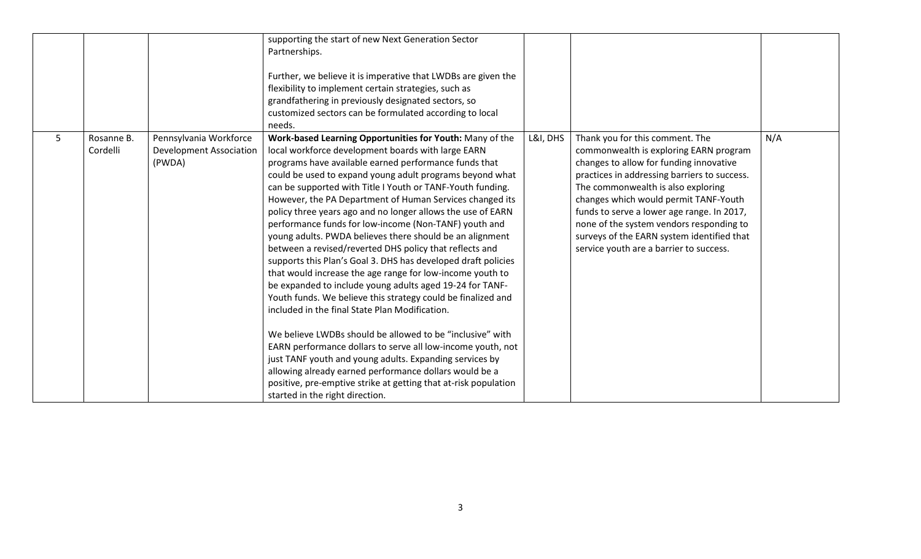| | | | | | | |
|---|---|---|---|---|---|---|
| | | | supporting the start of new Next Generation Sector Partnerships.<br><br>Further, we believe it is imperative that LWDBs are given the flexibility to implement certain strategies, such as grandfathering in previously designated sectors, so customized sectors can be formulated according to local needs. | | | |
| 5 | Rosanne B. Cordelli | Pennsylvania Workforce Development Association (PWDA) | **Work-based Learning Opportunities for Youth:** Many of the local workforce development boards with large EARN programs have available earned performance funds that could be used to expand young adult programs beyond what can be supported with Title I Youth or TANF-Youth funding. However, the PA Department of Human Services changed its policy three years ago and no longer allows the use of EARN performance funds for low-income (Non-TANF) youth and young adults. PWDA believes there should be an alignment between a revised/reverted DHS policy that reflects and supports this Plan's Goal 3. DHS has developed draft policies that would increase the age range for low-income youth to be expanded to include young adults aged 19-24 for TANF-Youth funds. We believe this strategy could be finalized and included in the final State Plan Modification.<br><br>We believe LWDBs should be allowed to be "inclusive" with EARN performance dollars to serve all low-income youth, not just TANF youth and young adults. Expanding services by allowing already earned performance dollars would be a positive, pre-emptive strike at getting that at-risk population started in the right direction. | L&I, DHS | Thank you for this comment. The commonwealth is exploring EARN program changes to allow for funding innovative practices in addressing barriers to success. The commonwealth is also exploring changes which would permit TANF-Youth funds to serve a lower age range. In 2017, none of the system vendors responding to surveys of the EARN system identified that service youth are a barrier to success. | N/A |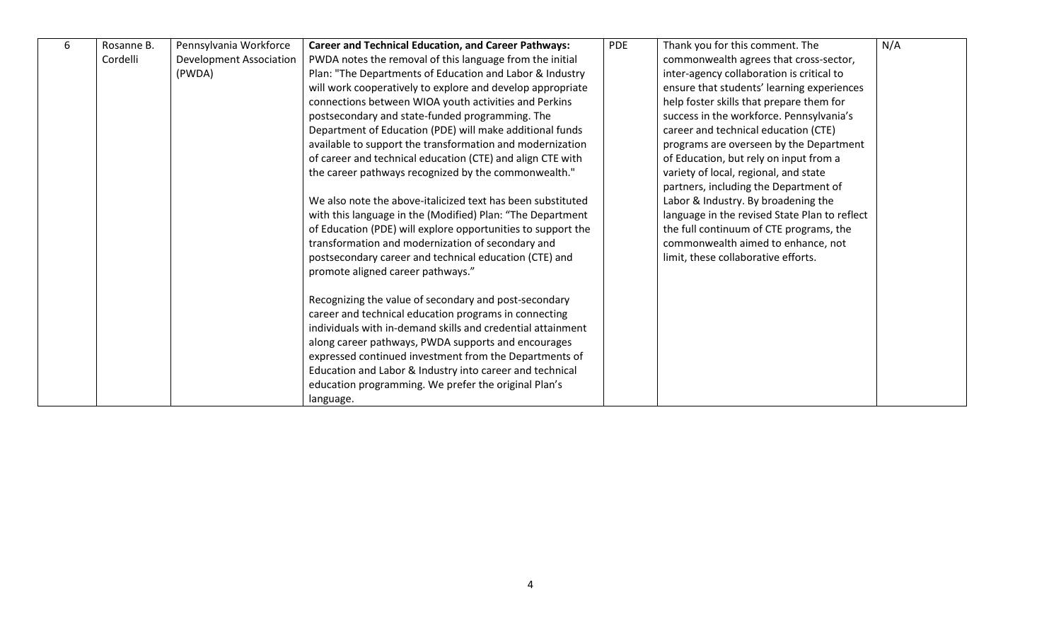| 6 | Rosanne B. Cordelli | Pennsylvania Workforce Development Association (PWDA) | **Career and Technical Education, and Career Pathways:** PWDA notes the removal of this language from the initial Plan: "The Departments of Education and Labor & Industry will work cooperatively to explore and develop appropriate connections between WIOA youth activities and Perkins postsecondary and state-funded programming. The Department of Education (PDE) will make additional funds available to support the transformation and modernization of career and technical education (CTE) and align CTE with the career pathways recognized by the commonwealth."<br><br>We also note the above-italicized text has been substituted with this language in the (Modified) Plan: "The Department of Education (PDE) will explore opportunities to support the transformation and modernization of secondary and postsecondary career and technical education (CTE) and promote aligned career pathways."<br><br>Recognizing the value of secondary and post-secondary career and technical education programs in connecting individuals with in-demand skills and credential attainment along career pathways, PWDA supports and encourages expressed continued investment from the Departments of Education and Labor & Industry into career and technical education programming. We prefer the original Plan's language. | PDE | Thank you for this comment. The commonwealth agrees that cross-sector, inter-agency collaboration is critical to ensure that students' learning experiences help foster skills that prepare them for success in the workforce. Pennsylvania's career and technical education (CTE) programs are overseen by the Department of Education, but rely on input from a variety of local, regional, and state partners, including the Department of Labor & Industry. By broadening the language in the revised State Plan to reflect the full continuum of CTE programs, the commonwealth aimed to enhance, not limit, these collaborative efforts. | N/A |
|---|---|---|---|---|---|---|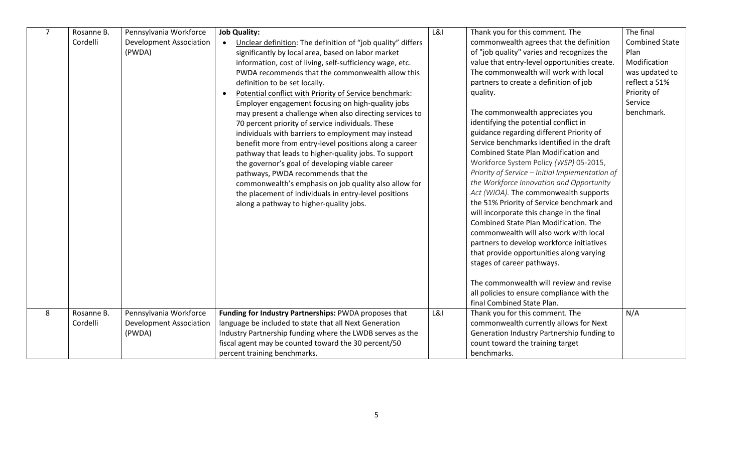| 7 | Rosanne B. Cordelli | Pennsylvania Workforce Development Association (PWDA) | **Job Quality:**<br>• Unclear definition: The definition of "job quality" differs significantly by local area, based on labor market information, cost of living, self-sufficiency wage, etc. PWDA recommends that the commonwealth allow this definition to be set locally.<br>• Potential conflict with Priority of Service benchmark: Employer engagement focusing on high-quality jobs may present a challenge when also directing services to 70 percent priority of service individuals. These individuals with barriers to employment may instead benefit more from entry-level positions along a career pathway that leads to higher-quality jobs. To support the governor's goal of developing viable career pathways, PWDA recommends that the commonwealth's emphasis on job quality also allow for the placement of individuals in entry-level positions along a pathway to higher-quality jobs. | L&I | Thank you for this comment. The commonwealth agrees that the definition of "job quality" varies and recognizes the value that entry-level opportunities create. The commonwealth will work with local partners to create a definition of job quality.<br><br>The commonwealth appreciates you identifying the potential conflict in guidance regarding different Priority of Service benchmarks identified in the draft Combined State Plan Modification and Workforce System Policy *(WSP)* 05-2015, *Priority of Service – Initial Implementation of the Workforce Innovation and Opportunity Act (WIOA).* The commonwealth supports the 51% Priority of Service benchmark and will incorporate this change in the final Combined State Plan Modification. The commonwealth will also work with local partners to develop workforce initiatives that provide opportunities along varying stages of career pathways.<br><br>The commonwealth will review and revise all policies to ensure compliance with the final Combined State Plan. | The final Combined State Plan Modification was updated to reflect a 51% Priority of Service benchmark. |
|---|---|---|---|---|---|---|
| 8 | Rosanne B. Cordelli | Pennsylvania Workforce Development Association (PWDA) | **Funding for Industry Partnerships:** PWDA proposes that language be included to state that all Next Generation Industry Partnership funding where the LWDB serves as the fiscal agent may be counted toward the 30 percent/50 percent training benchmarks. | L&I | Thank you for this comment. The commonwealth currently allows for Next Generation Industry Partnership funding to count toward the training target benchmarks. | N/A |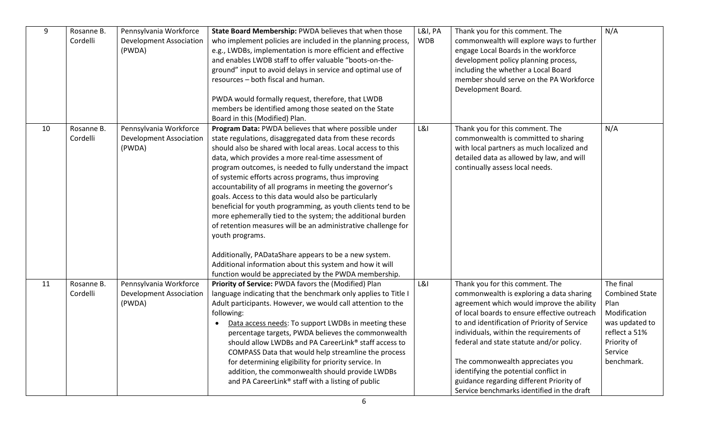| 9 | Rosanne B. Cordelli | Pennsylvania Workforce Development Association (PWDA) | **State Board Membership:** PWDA believes that when those who implement policies are included in the planning process, e.g., LWDBs, implementation is more efficient and effective and enables LWDB staff to offer valuable "boots-on-the-ground" input to avoid delays in service and optimal use of resources – both fiscal and human.<br><br>PWDA would formally request, therefore, that LWDB members be identified among those seated on the State Board in this (Modified) Plan. | L&I, PA WDB | Thank you for this comment. The commonwealth will explore ways to further engage Local Boards in the workforce development policy planning process, including the whether a Local Board member should serve on the PA Workforce Development Board. | N/A |
|---|---|---|---|---|---|---|
| 10 | Rosanne B. Cordelli | Pennsylvania Workforce Development Association (PWDA) | **Program Data:** PWDA believes that where possible under state regulations, disaggregated data from these records should also be shared with local areas. Local access to this data, which provides a more real-time assessment of program outcomes, is needed to fully understand the impact of systemic efforts across programs, thus improving accountability of all programs in meeting the governor's goals. Access to this data would also be particularly beneficial for youth programming, as youth clients tend to be more ephemerally tied to the system; the additional burden of retention measures will be an administrative challenge for youth programs.<br><br>Additionally, PADataShare appears to be a new system. Additional information about this system and how it will function would be appreciated by the PWDA membership. | L&I | Thank you for this comment. The commonwealth is committed to sharing with local partners as much localized and detailed data as allowed by law, and will continually assess local needs. | N/A |
| 11 | Rosanne B. Cordelli | Pennsylvania Workforce Development Association (PWDA) | **Priority of Service:** PWDA favors the (Modified) Plan language indicating that the benchmark only applies to Title I Adult participants. However, we would call attention to the following:<br>• Data access needs: To support LWDBs in meeting these percentage targets, PWDA believes the commonwealth should allow LWDBs and PA CareerLink® staff access to COMPASS Data that would help streamline the process for determining eligibility for priority service. In addition, the commonwealth should provide LWDBs and PA CareerLink® staff with a listing of public | L&I | Thank you for this comment. The commonwealth is exploring a data sharing agreement which would improve the ability of local boards to ensure effective outreach to and identification of Priority of Service individuals, within the requirements of federal and state statute and/or policy.<br><br>The commonwealth appreciates you identifying the potential conflict in guidance regarding different Priority of Service benchmarks identified in the draft | The final Combined State Plan Modification was updated to reflect a 51% Priority of Service benchmark. |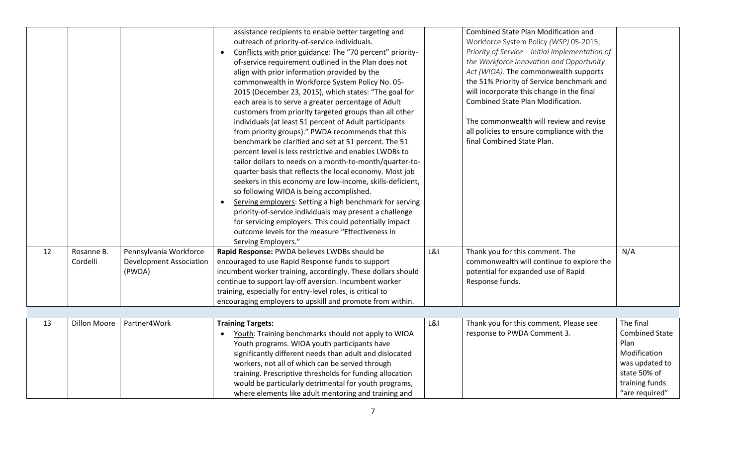| | | | | | | |
|---|---|---|---|---|---|---|
| | | | assistance recipients to enable better targeting and outreach of priority-of-service individuals.<br>• Conflicts with prior guidance: The "70 percent" priority-of-service requirement outlined in the Plan does not align with prior information provided by the commonwealth in Workforce System Policy No. 05-2015 (December 23, 2015), which states: "The goal for each area is to serve a greater percentage of Adult customers from priority targeted groups than all other individuals (at least 51 percent of Adult participants from priority groups)." PWDA recommends that this benchmark be clarified and set at 51 percent. The 51 percent level is less restrictive and enables LWDBs to tailor dollars to needs on a month-to-month/quarter-to-quarter basis that reflects the local economy. Most job seekers in this economy are low-income, skills-deficient, so following WIOA is being accomplished.<br>• Serving employers: Setting a high benchmark for serving priority-of-service individuals may present a challenge for servicing employers. This could potentially impact outcome levels for the measure "Effectiveness in Serving Employers." | | Combined State Plan Modification and Workforce System Policy *(WSP)* 05-2015, *Priority of Service – Initial Implementation of the Workforce Innovation and Opportunity Act (WIOA).* The commonwealth supports the 51% Priority of Service benchmark and will incorporate this change in the final Combined State Plan Modification.<br><br>The commonwealth will review and revise all policies to ensure compliance with the final Combined State Plan. | |
| 12 | Rosanne B. Cordelli | Pennsylvania Workforce Development Association (PWDA) | **Rapid Response:** PWDA believes LWDBs should be encouraged to use Rapid Response funds to support incumbent worker training, accordingly. These dollars should continue to support lay-off aversion. Incumbent worker training, especially for entry-level roles, is critical to encouraging employers to upskill and promote from within. | L&I | Thank you for this comment. The commonwealth will continue to explore the potential for expanded use of Rapid Response funds. | N/A |
| 13 | Dillon Moore | Partner4Work | **Training Targets:**<br>• Youth: Training benchmarks should not apply to WIOA Youth programs. WIOA youth participants have significantly different needs than adult and dislocated workers, not all of which can be served through training. Prescriptive thresholds for funding allocation would be particularly detrimental for youth programs, where elements like adult mentoring and training and | L&I | Thank you for this comment. Please see response to PWDA Comment 3. | The final Combined State Plan Modification was updated to state 50% of training funds "are required" |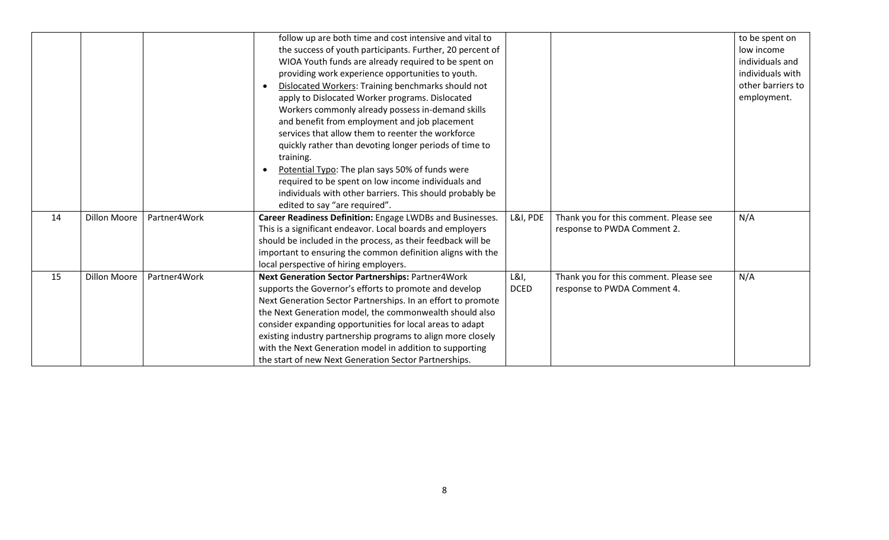| | | | | | | |
|---|---|---|---|---|---|---|
| | | | follow up are both time and cost intensive and vital to the success of youth participants. Further, 20 percent of WIOA Youth funds are already required to be spent on providing work experience opportunities to youth.<br>• Dislocated Workers: Training benchmarks should not apply to Dislocated Worker programs. Dislocated Workers commonly already possess in-demand skills and benefit from employment and job placement services that allow them to reenter the workforce quickly rather than devoting longer periods of time to training.<br>• Potential Typo: The plan says 50% of funds were required to be spent on low income individuals and individuals with other barriers. This should probably be edited to say "are required". | | | to be spent on low income individuals and individuals with other barriers to employment. |
| 14 | Dillon Moore | Partner4Work | **Career Readiness Definition:** Engage LWDBs and Businesses. This is a significant endeavor. Local boards and employers should be included in the process, as their feedback will be important to ensuring the common definition aligns with the local perspective of hiring employers. | L&I, PDE | Thank you for this comment. Please see response to PWDA Comment 2. | N/A |
| 15 | Dillon Moore | Partner4Work | **Next Generation Sector Partnerships:** Partner4Work supports the Governor's efforts to promote and develop Next Generation Sector Partnerships. In an effort to promote the Next Generation model, the commonwealth should also consider expanding opportunities for local areas to adapt existing industry partnership programs to align more closely with the Next Generation model in addition to supporting the start of new Next Generation Sector Partnerships. | L&I, DCED | Thank you for this comment. Please see response to PWDA Comment 4. | N/A |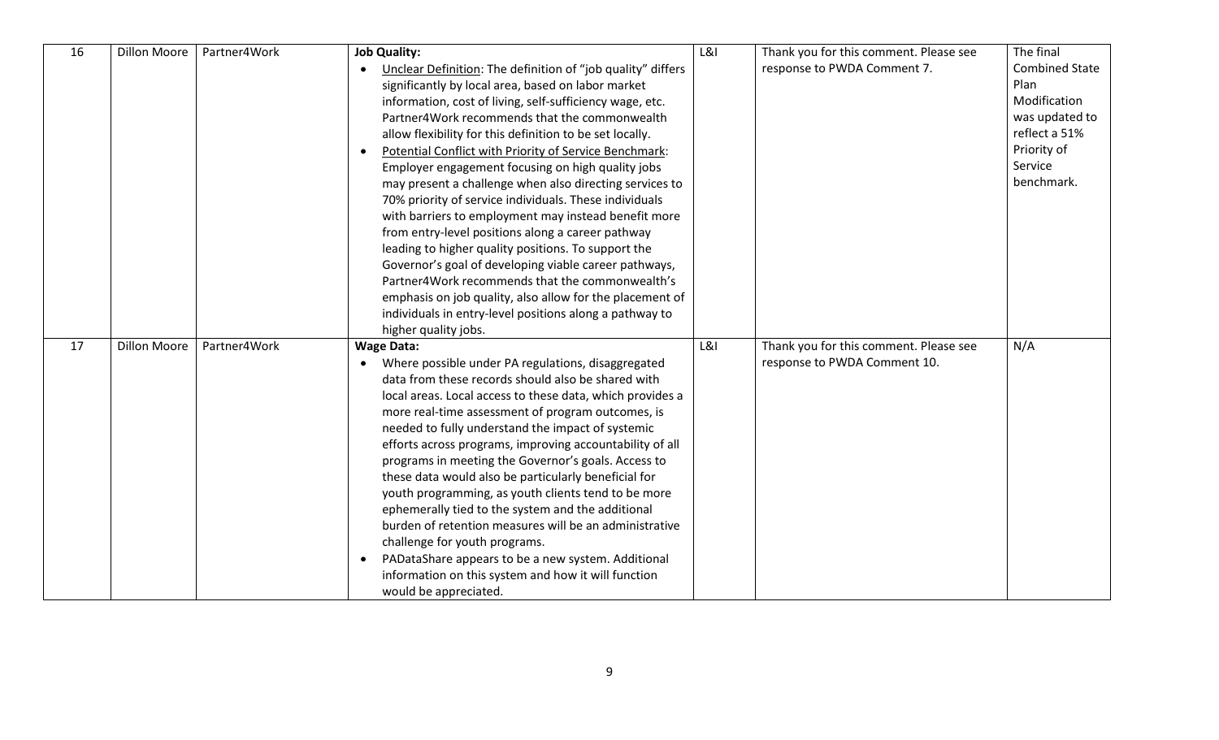| 16 | Dillon Moore | Partner4Work | **Job Quality:**<br>• Unclear Definition: The definition of "job quality" differs significantly by local area, based on labor market information, cost of living, self-sufficiency wage, etc. Partner4Work recommends that the commonwealth allow flexibility for this definition to be set locally.<br>• Potential Conflict with Priority of Service Benchmark: Employer engagement focusing on high quality jobs may present a challenge when also directing services to 70% priority of service individuals. These individuals with barriers to employment may instead benefit more from entry-level positions along a career pathway leading to higher quality positions. To support the Governor's goal of developing viable career pathways, Partner4Work recommends that the commonwealth's emphasis on job quality, also allow for the placement of individuals in entry-level positions along a pathway to higher quality jobs. | L&I | Thank you for this comment. Please see response to PWDA Comment 7. | The final Combined State Plan Modification was updated to reflect a 51% Priority of Service benchmark. |
|---|---|---|---|---|---|---|
| 17 | Dillon Moore | Partner4Work | **Wage Data:**<br>• Where possible under PA regulations, disaggregated data from these records should also be shared with local areas. Local access to these data, which provides a more real-time assessment of program outcomes, is needed to fully understand the impact of systemic efforts across programs, improving accountability of all programs in meeting the Governor's goals. Access to these data would also be particularly beneficial for youth programming, as youth clients tend to be more ephemerally tied to the system and the additional burden of retention measures will be an administrative challenge for youth programs.<br>• PADataShare appears to be a new system. Additional information on this system and how it will function would be appreciated. | L&I | Thank you for this comment. Please see response to PWDA Comment 10. | N/A |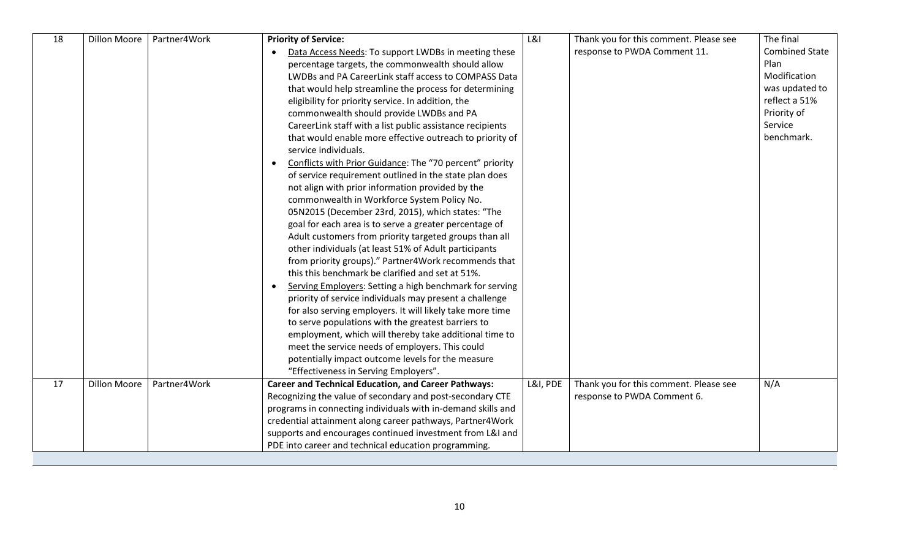| 18 | Dillon Moore | Partner4Work | **Priority of Service:**<br>• Data Access Needs: To support LWDBs in meeting these percentage targets, the commonwealth should allow LWDBs and PA CareerLink staff access to COMPASS Data that would help streamline the process for determining eligibility for priority service. In addition, the commonwealth should provide LWDBs and PA CareerLink staff with a list public assistance recipients that would enable more effective outreach to priority of service individuals.<br>• Conflicts with Prior Guidance: The "70 percent" priority of service requirement outlined in the state plan does not align with prior information provided by the commonwealth in Workforce System Policy No. 05N2015 (December 23rd, 2015), which states: "The goal for each area is to serve a greater percentage of Adult customers from priority targeted groups than all other individuals (at least 51% of Adult participants from priority groups)." Partner4Work recommends that this this benchmark be clarified and set at 51%.<br>• Serving Employers: Setting a high benchmark for serving priority of service individuals may present a challenge for also serving employers. It will likely take more time to serve populations with the greatest barriers to employment, which will thereby take additional time to meet the service needs of employers. This could potentially impact outcome levels for the measure "Effectiveness in Serving Employers". | L&I | Thank you for this comment. Please see response to PWDA Comment 11. | The final Combined State Plan Modification was updated to reflect a 51% Priority of Service benchmark. |
|---|---|---|---|---|---|---|
| 17 | Dillon Moore | Partner4Work | **Career and Technical Education, and Career Pathways:**<br>Recognizing the value of secondary and post-secondary CTE programs in connecting individuals with in-demand skills and credential attainment along career pathways, Partner4Work supports and encourages continued investment from L&I and PDE into career and technical education programming. | L&I, PDE | Thank you for this comment. Please see response to PWDA Comment 6. | N/A |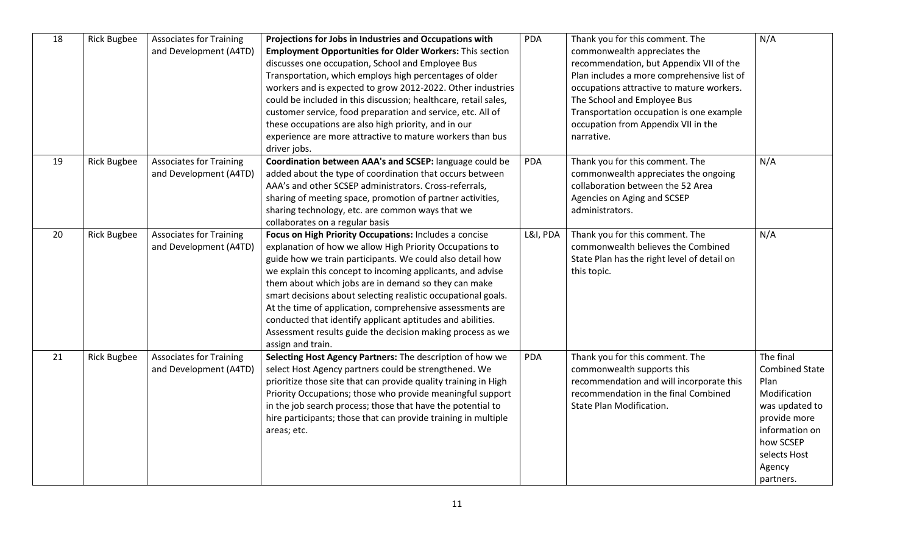| 18 | Rick Bugbee | Associates for Training and Development (A4TD) | **Projections for Jobs in Industries and Occupations with Employment Opportunities for Older Workers:** This section discusses one occupation, School and Employee Bus Transportation, which employs high percentages of older workers and is expected to grow 2012-2022. Other industries could be included in this discussion; healthcare, retail sales, customer service, food preparation and service, etc. All of these occupations are also high priority, and in our experience are more attractive to mature workers than bus driver jobs. | PDA | Thank you for this comment. The commonwealth appreciates the recommendation, but Appendix VII of the Plan includes a more comprehensive list of occupations attractive to mature workers. The School and Employee Bus Transportation occupation is one example occupation from Appendix VII in the narrative. | N/A |
|---|---|---|---|---|---|---|
| 19 | Rick Bugbee | Associates for Training and Development (A4TD) | **Coordination between AAA's and SCSEP:** language could be added about the type of coordination that occurs between AAA's and other SCSEP administrators. Cross-referrals, sharing of meeting space, promotion of partner activities, sharing technology, etc. are common ways that we collaborates on a regular basis | PDA | Thank you for this comment. The commonwealth appreciates the ongoing collaboration between the 52 Area Agencies on Aging and SCSEP administrators. | N/A |
| 20 | Rick Bugbee | Associates for Training and Development (A4TD) | **Focus on High Priority Occupations:** Includes a concise explanation of how we allow High Priority Occupations to guide how we train participants. We could also detail how we explain this concept to incoming applicants, and advise them about which jobs are in demand so they can make smart decisions about selecting realistic occupational goals. At the time of application, comprehensive assessments are conducted that identify applicant aptitudes and abilities. Assessment results guide the decision making process as we assign and train. | L&I, PDA | Thank you for this comment. The commonwealth believes the Combined State Plan has the right level of detail on this topic. | N/A |
| 21 | Rick Bugbee | Associates for Training and Development (A4TD) | **Selecting Host Agency Partners:** The description of how we select Host Agency partners could be strengthened. We prioritize those site that can provide quality training in High Priority Occupations; those who provide meaningful support in the job search process; those that have the potential to hire participants; those that can provide training in multiple areas; etc. | PDA | Thank you for this comment. The commonwealth supports this recommendation and will incorporate this recommendation in the final Combined State Plan Modification. | The final Combined State Plan Modification was updated to provide more information on how SCSEP selects Host Agency partners. |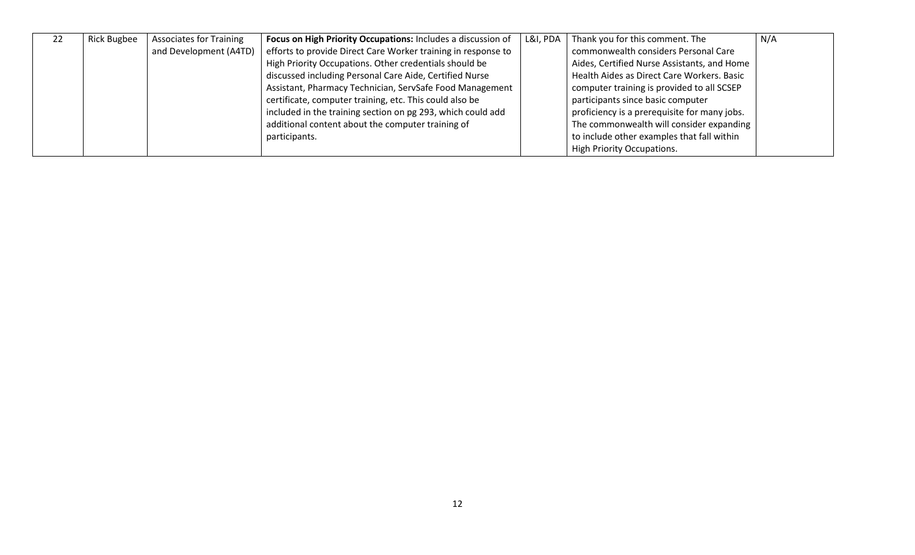| | | | | | | |
|---|---|---|---|---|---|---|
| 22 | Rick Bugbee | Associates for Training and Development (A4TD) | **Focus on High Priority Occupations:** Includes a discussion of efforts to provide Direct Care Worker training in response to High Priority Occupations. Other credentials should be discussed including Personal Care Aide, Certified Nurse Assistant, Pharmacy Technician, ServSafe Food Management certificate, computer training, etc. This could also be included in the training section on pg 293, which could add additional content about the computer training of participants. | L&I, PDA | Thank you for this comment. The commonwealth considers Personal Care Aides, Certified Nurse Assistants, and Home Health Aides as Direct Care Workers. Basic computer training is provided to all SCSEP participants since basic computer proficiency is a prerequisite for many jobs. The commonwealth will consider expanding to include other examples that fall within High Priority Occupations. | N/A |